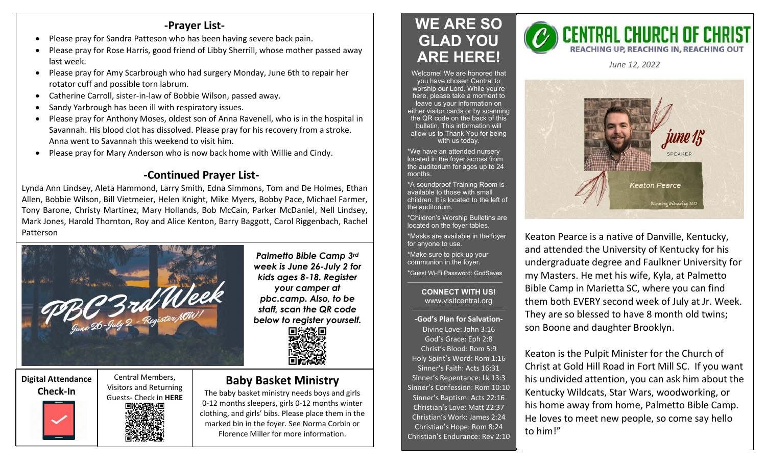## -Prayer List-

- Please pray for Sandra Patteson who has been having severe back pain.
- Please pray for Rose Harris, good friend of Libby Sherrill, whose mother passed away last week.
- Please pray for Amy Scarbrough who had surgery Monday, June 6th to repair her rotator cuff and possible torn labrum.
- Catherine Carroll, sister-in-law of Bobbie Wilson, passed away.
- Sandy Yarbrough has been ill with respiratory issues.
- Please pray for Anthony Moses, oldest son of Anna Ravenell, who is in the hospital in Savannah. His blood clot has dissolved. Please pray for his recovery from a stroke. Anna went to Savannah this weekend to visit him.
- Please pray for Mary Anderson who is now back home with Willie and Cindy.

## -Continued Prayer List-

Lynda Ann Lindsey, Aleta Hammond, Larry Smith, Edna Simmons, Tom and De Holmes, Ethan Allen, Bobbie Wilson, Bill Vietmeier, Helen Knight, Mike Myers, Bobby Pace, Michael Farmer, Tony Barone, Christy Martinez, Mary Hollands, Bob McCain, Parker McDaniel, Nell Lindsey, Mark Jones, Harold Thornton, Roy and Alice Kenton, Barry Baggott, Carol Riggenbach, Rachel Patterson

PBC 3rd Week
June 26-July 2 - Register NOW!

***Palmetto Bible Camp 3rd week is June 26-July 2 for kids ages 8-18. Register your camper at pbc.camp. Also, to be staff, scan the QR code below to register yourself.***

**Digital Attendance Check-In**

Central Members, Visitors and Returning Guests- Check in **HERE**

## Baby Basket Ministry

The baby basket ministry needs boys and girls 0-12 months sleepers, girls 0-12 months winter clothing, and girls' bibs. Please place them in the marked bin in the foyer. See Norma Corbin or Florence Miller for more information.

# WE ARE SO GLAD YOU ARE HERE!

Welcome! We are honored that you have chosen Central to worship our Lord. While you're here, please take a moment to leave us your information on either visitor cards or by scanning the QR code on the back of this bulletin. This information will allow us to Thank You for being with us today.

*We have an attended nursery located in the foyer across from the auditorium for ages up to 24 months.

*A soundproof Training Room is available to those with small children. It is located to the left of the auditorium.

*Children's Worship Bulletins are located on the foyer tables.

*Masks are available in the foyer for anyone to use.

*Make sure to pick up your communion in the foyer.

*Guest Wi-Fi Password: GodSaves

**CONNECT WITH US!**
www.visitcentral.org

**-God's Plan for Salvation-**

Divine Love: John 3:16
God's Grace: Eph 2:8
Christ's Blood: Rom 5:9
Holy Spirit's Word: Rom 1:16
Sinner's Faith: Acts 16:31
Sinner's Repentance: Lk 13:3
Sinner's Confession: Rom 10:10
Sinner's Baptism: Acts 22:16
Christian's Love: Matt 22:37
Christian's Work: James 2:24
Christian's Hope: Rom 8:24
Christian's Endurance: Rev 2:10

# CENTRAL CHURCH OF CHRIST

REACHING UP, REACHING IN, REACHING OUT

*June 12, 2022*

june 15
SPEAKER
Keaton Pearce
Winning Wednesday 2022

Keaton Pearce is a native of Danville, Kentucky, and attended the University of Kentucky for his undergraduate degree and Faulkner University for my Masters. He met his wife, Kyla, at Palmetto Bible Camp in Marietta SC, where you can find them both EVERY second week of July at Jr. Week. They are so blessed to have 8 month old twins; son Boone and daughter Brooklyn.

Keaton is the Pulpit Minister for the Church of Christ at Gold Hill Road in Fort Mill SC. If you want his undivided attention, you can ask him about the Kentucky Wildcats, Star Wars, woodworking, or his home away from home, Palmetto Bible Camp. He loves to meet new people, so come say hello to him!"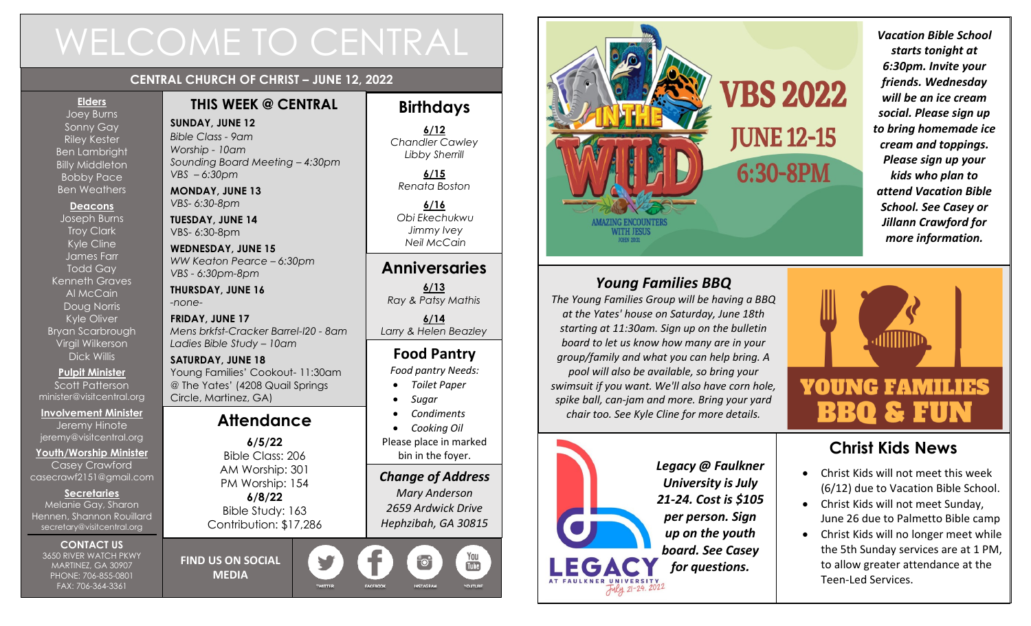# WELCOME TO CENTRAL

## CENTRAL CHURCH OF CHRIST – JUNE 12, 2022

**Elders**
Joey Burns
Sonny Gay
Riley Kester
Ben Lambright
Billy Middleton
Bobby Pace
Ben Weathers

**Deacons**
Joseph Burns
Troy Clark
Kyle Cline
James Farr
Todd Gay
Kenneth Graves
Al McCain
Doug Norris
Kyle Oliver
Bryan Scarbrough
Virgil Wilkerson
Dick Willis

**Pulpit Minister**
Scott Patterson
minister@visitcentral.org

**Involvement Minister**
Jeremy Hinote
jeremy@visitcentral.org

**Youth/Worship Minister**
Casey Crawford
casecrawf2151@gmail.com

**Secretaries**
Melanie Gay, Sharon Hennen, Shannon Rouillard
secretary@visitcentral.org

**CONTACT US**
3650 RIVER WATCH PKWY
MARTINEZ, GA 30907
PHONE: 706-855-0801
FAX: 706-364-3361

## THIS WEEK @ CENTRAL

**SUNDAY, JUNE 12**
*Bible Class - 9am*
*Worship - 10am*
*Sounding Board Meeting – 4:30pm*
*VBS – 6:30pm*

**MONDAY, JUNE 13**
*VBS- 6:30-8pm*

**TUESDAY, JUNE 14**
VBS- 6:30-8pm

**WEDNESDAY, JUNE 15**
*WW Keaton Pearce – 6:30pm*
*VBS - 6:30pm-8pm*

**THURSDAY, JUNE 16**
*-none-*

**FRIDAY, JUNE 17**
*Mens brkfst-Cracker Barrel-I20 - 8am*
*Ladies Bible Study – 10am*

**SATURDAY, JUNE 18**
Young Families' Cookout- 11:30am @ The Yates' (4208 Quail Springs Circle, Martinez, GA)

## Attendance

**6/5/22**
Bible Class: 206
AM Worship: 301
PM Worship: 154
**6/8/22**
Bible Study: 163
Contribution: $17,286

**FIND US ON SOCIAL MEDIA**

## Birthdays

**6/12**
*Chandler Cawley*
*Libby Sherrill*

**6/15**
*Renata Boston*

**6/16**
*Obi Ekechukwu*
*Jimmy Ivey*
*Neil McCain*

## Anniversaries

**6/13**
*Ray & Patsy Mathis*

**6/14**
*Larry & Helen Beazley*

## Food Pantry

*Food pantry Needs:*
- *Toilet Paper*
- *Sugar*
- *Condiments*
- *Cooking Oil*

Please place in marked bin in the foyer.

## *Change of Address*

*Mary Anderson*
*2659 Ardwick Drive*
*Hephzibah, GA 30815*

IN THE WILD
AMAZING ENCOUNTERS WITH JESUS
VBS 2022
JUNE 12-15
6:30-8PM

***Vacation Bible School starts tonight at 6:30pm. Invite your friends. Wednesday will be an ice cream social. Please sign up to bring homemade ice cream and toppings. Please sign up your kids who plan to attend Vacation Bible School. See Casey or Jillann Crawford for more information.***

## *Young Families BBQ*

*The Young Families Group will be having a BBQ at the Yates' house on Saturday, June 18th starting at 11:30am. Sign up on the bulletin board to let us know how many are in your group/family and what you can help bring. A pool will also be available, so bring your swimsuit if you want. We'll also have corn hole, spike ball, can-jam and more. Bring your yard chair too. See Kyle Cline for more details.*

YOUNG FAMILIES BBQ & FUN

LEGACY AT FAULKNER UNIVERSITY July 21-24, 2022

***Legacy @ Faulkner University is July 21-24. Cost is $105 per person. Sign up on the youth board. See Casey for questions.***

## Christ Kids News

- Christ Kids will not meet this week (6/12) due to Vacation Bible School.
- Christ Kids will not meet Sunday, June 26 due to Palmetto Bible camp
- Christ Kids will no longer meet while the 5th Sunday services are at 1 PM, to allow greater attendance at the Teen-Led Services.